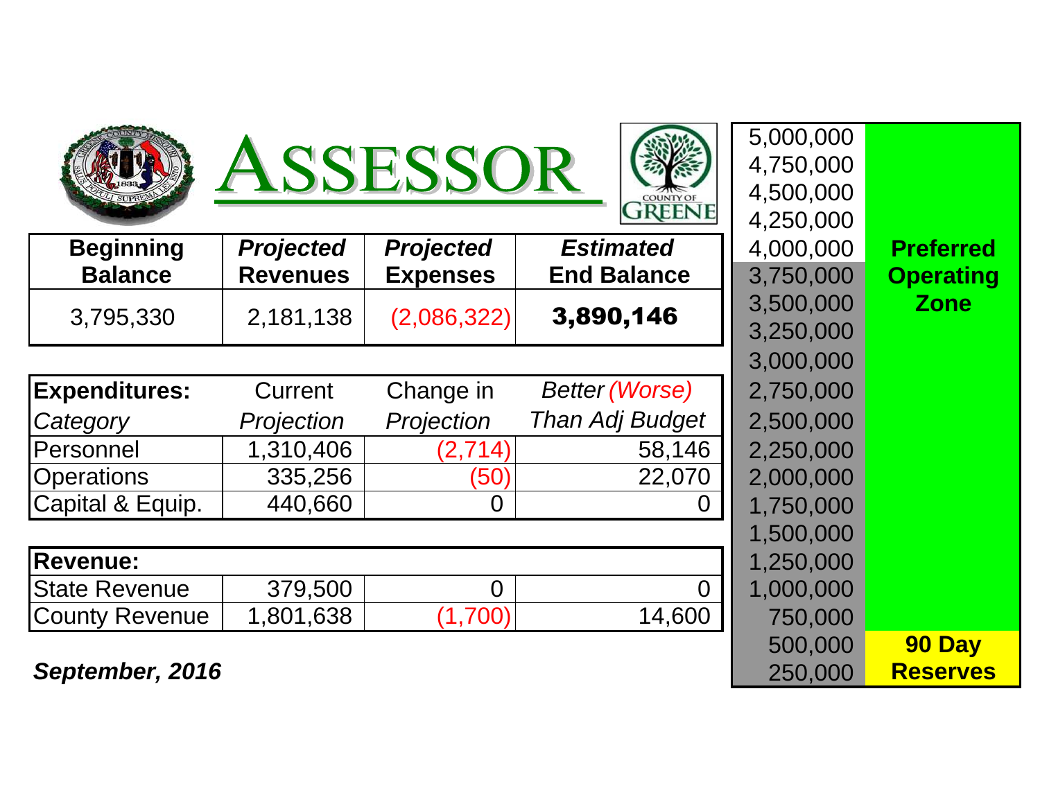# ASSESSOR

COUNTY OF GREENE

| Beginning Balance | *Projected* Revenues | *Projected* Expenses | *Estimated* End Balance |
|---|---|---|---|
| 3,795,330 | 2,181,138 | (2,086,322) | **3,890,146** |

| **Expenditures:** *Category* | Current *Projection* | Change in *Projection* | *Better (Worse) Than Adj Budget* |
|---|---|---|---|
| Personnel | 1,310,406 | (2,714) | 58,146 |
| Operations | 335,256 | (50) | 22,070 |
| Capital & Equip. | 440,660 | 0 | 0 |

| **Revenue:** | | | |
|---|---|---|---|
| State Revenue | 379,500 | 0 | 0 |
| County Revenue | 1,801,638 | (1,700) | 14,600 |

***September, 2016***

| Scale | Zone |
|---|---|
| 5,000,000 | |
| 4,750,000 | |
| 4,500,000 | |
| 4,250,000 | |
| 4,000,000 | **Preferred Operating Zone** |
| 3,750,000 | |
| 3,500,000 | |
| 3,250,000 | |
| 3,000,000 | |
| 2,750,000 | |
| 2,500,000 | |
| 2,250,000 | |
| 2,000,000 | |
| 1,750,000 | |
| 1,500,000 | |
| 1,250,000 | |
| 1,000,000 | |
| 750,000 | |
| 500,000 | **90 Day Reserves** |
| 250,000 | |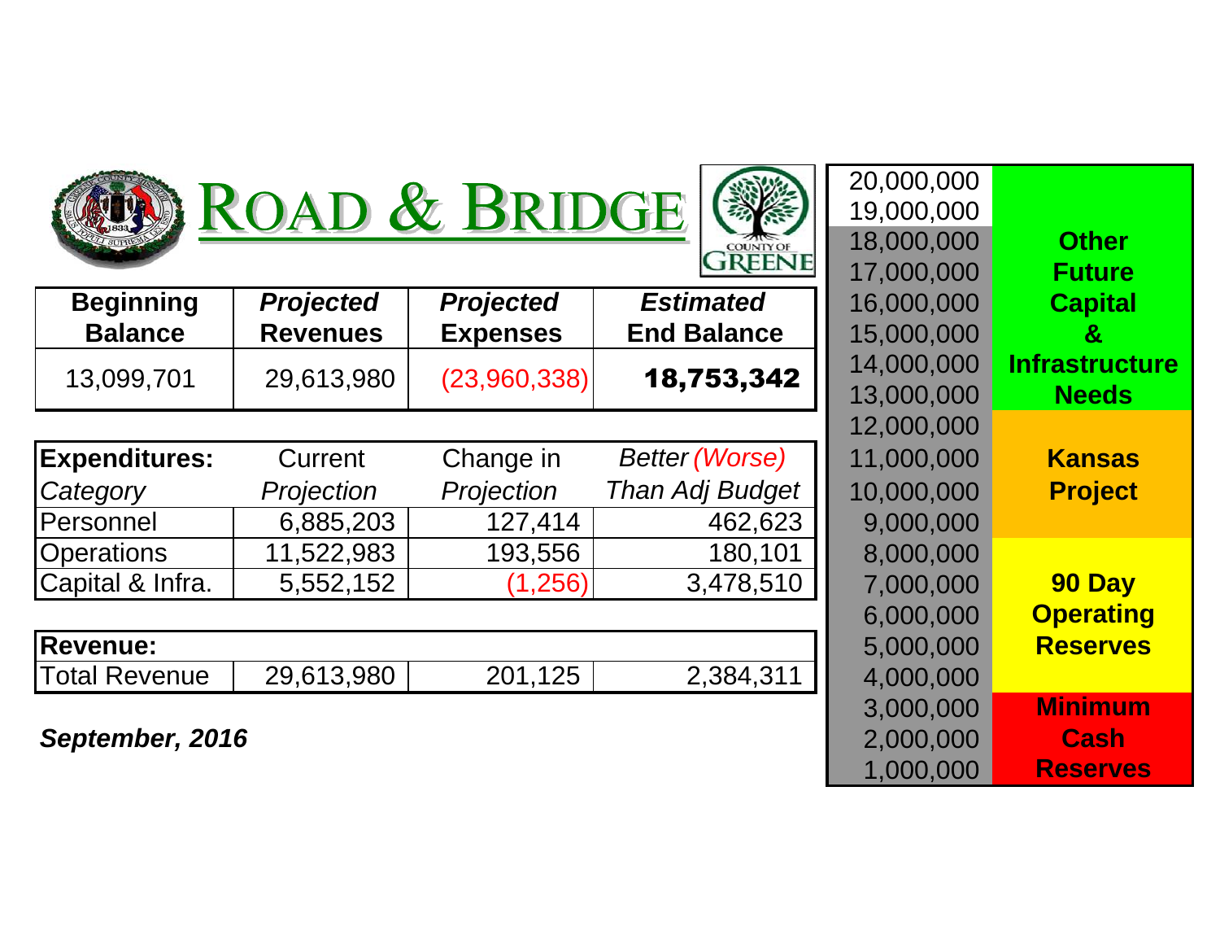# ROAD & BRIDGE

COUNTY OF GREENE

| Beginning Balance | *Projected Revenues* | *Projected Expenses* | *Estimated* End Balance |
|---|---|---|---|
| 13,099,701 | 29,613,980 | (23,960,338) | **18,753,342** |

| **Expenditures:** *Category* | Current *Projection* | Change in *Projection* | *Better (Worse) Than Adj Budget* |
|---|---|---|---|
| Personnel | 6,885,203 | 127,414 | 462,623 |
| Operations | 11,522,983 | 193,556 | 180,101 |
| Capital & Infra. | 5,552,152 | (1,256) | 3,478,510 |

| **Revenue:** | | | |
|---|---|---|---|
| Total Revenue | 29,613,980 | 201,125 | 2,384,311 |

***September, 2016***

| Amount | Reserve Level |
|---|---|
| 20,000,000 | |
| 19,000,000 | |
| 18,000,000 | **Other Future Capital & Infrastructure Needs** |
| 17,000,000 | |
| 16,000,000 | |
| 15,000,000 | |
| 14,000,000 | |
| 13,000,000 | |
| 12,000,000 | **Kansas Project** |
| 11,000,000 | |
| 10,000,000 | |
| 9,000,000 | |
| 8,000,000 | **90 Day Operating Reserves** |
| 7,000,000 | |
| 6,000,000 | |
| 5,000,000 | |
| 4,000,000 | |
| 3,000,000 | **Minimum Cash Reserves** |
| 2,000,000 | |
| 1,000,000 | |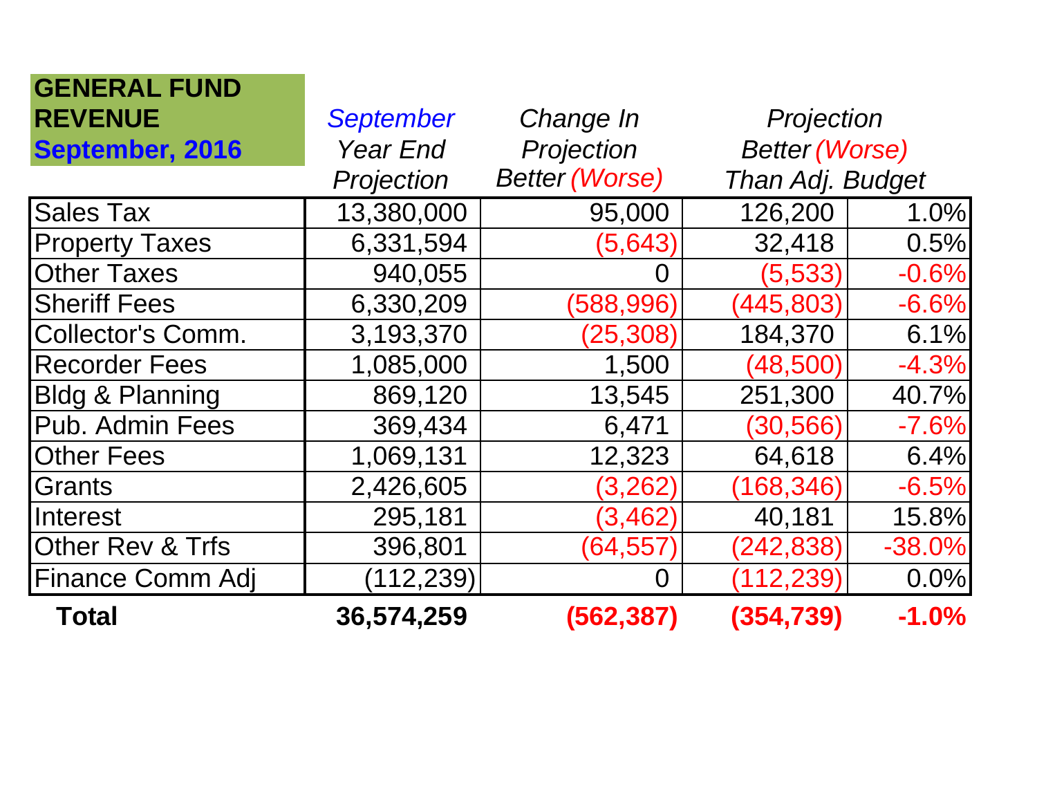| **GENERAL FUND REVENUE September, 2016** | *September Year End Projection* | *Change In Projection Better (Worse)* | *Projection Better (Worse) Than Adj. Budget* | |
|---|---|---|---|---|
| Sales Tax | 13,380,000 | 95,000 | 126,200 | 1.0% |
| Property Taxes | 6,331,594 | (5,643) | 32,418 | 0.5% |
| Other Taxes | 940,055 | 0 | (5,533) | -0.6% |
| Sheriff Fees | 6,330,209 | (588,996) | (445,803) | -6.6% |
| Collector's Comm. | 3,193,370 | (25,308) | 184,370 | 6.1% |
| Recorder Fees | 1,085,000 | 1,500 | (48,500) | -4.3% |
| Bldg & Planning | 869,120 | 13,545 | 251,300 | 40.7% |
| Pub. Admin Fees | 369,434 | 6,471 | (30,566) | -7.6% |
| Other Fees | 1,069,131 | 12,323 | 64,618 | 6.4% |
| Grants | 2,426,605 | (3,262) | (168,346) | -6.5% |
| Interest | 295,181 | (3,462) | 40,181 | 15.8% |
| Other Rev & Trfs | 396,801 | (64,557) | (242,838) | -38.0% |
| Finance Comm Adj | (112,239) | 0 | (112,239) | 0.0% |
| **Total** | **36,574,259** | **(562,387)** | **(354,739)** | **-1.0%** |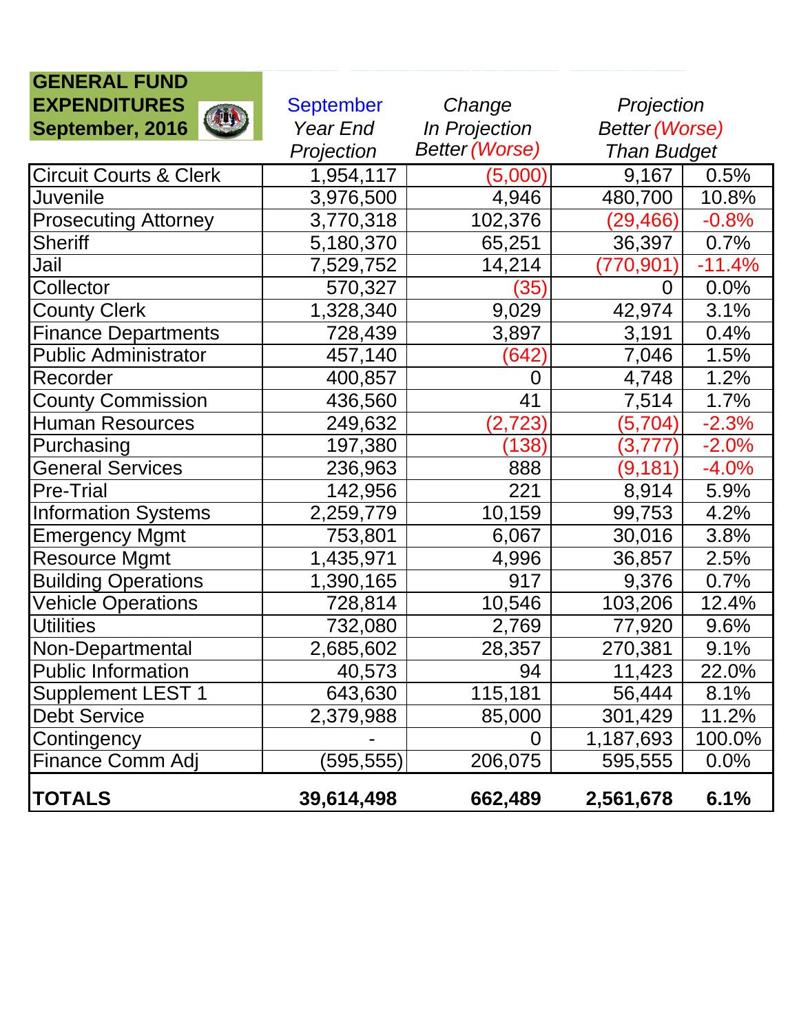**GENERAL FUND EXPENDITURES September, 2016**

| | September Year End Projection | Change In Projection Better (Worse) | Projection Better (Worse) Than Budget | |
|---|---|---|---|---|
| Circuit Courts & Clerk | 1,954,117 | (5,000) | 9,167 | 0.5% |
| Juvenile | 3,976,500 | 4,946 | 480,700 | 10.8% |
| Prosecuting Attorney | 3,770,318 | 102,376 | (29,466) | -0.8% |
| Sheriff | 5,180,370 | 65,251 | 36,397 | 0.7% |
| Jail | 7,529,752 | 14,214 | (770,901) | -11.4% |
| Collector | 570,327 | (35) | 0 | 0.0% |
| County Clerk | 1,328,340 | 9,029 | 42,974 | 3.1% |
| Finance Departments | 728,439 | 3,897 | 3,191 | 0.4% |
| Public Administrator | 457,140 | (642) | 7,046 | 1.5% |
| Recorder | 400,857 | 0 | 4,748 | 1.2% |
| County Commission | 436,560 | 41 | 7,514 | 1.7% |
| Human Resources | 249,632 | (2,723) | (5,704) | -2.3% |
| Purchasing | 197,380 | (138) | (3,777) | -2.0% |
| General Services | 236,963 | 888 | (9,181) | -4.0% |
| Pre-Trial | 142,956 | 221 | 8,914 | 5.9% |
| Information Systems | 2,259,779 | 10,159 | 99,753 | 4.2% |
| Emergency Mgmt | 753,801 | 6,067 | 30,016 | 3.8% |
| Resource Mgmt | 1,435,971 | 4,996 | 36,857 | 2.5% |
| Building Operations | 1,390,165 | 917 | 9,376 | 0.7% |
| Vehicle Operations | 728,814 | 10,546 | 103,206 | 12.4% |
| Utilities | 732,080 | 2,769 | 77,920 | 9.6% |
| Non-Departmental | 2,685,602 | 28,357 | 270,381 | 9.1% |
| Public Information | 40,573 | 94 | 11,423 | 22.0% |
| Supplement LEST 1 | 643,630 | 115,181 | 56,444 | 8.1% |
| Debt Service | 2,379,988 | 85,000 | 301,429 | 11.2% |
| Contingency | - | 0 | 1,187,693 | 100.0% |
| Finance Comm Adj | (595,555) | 206,075 | 595,555 | 0.0% |
| **TOTALS** | **39,614,498** | **662,489** | **2,561,678** | **6.1%** |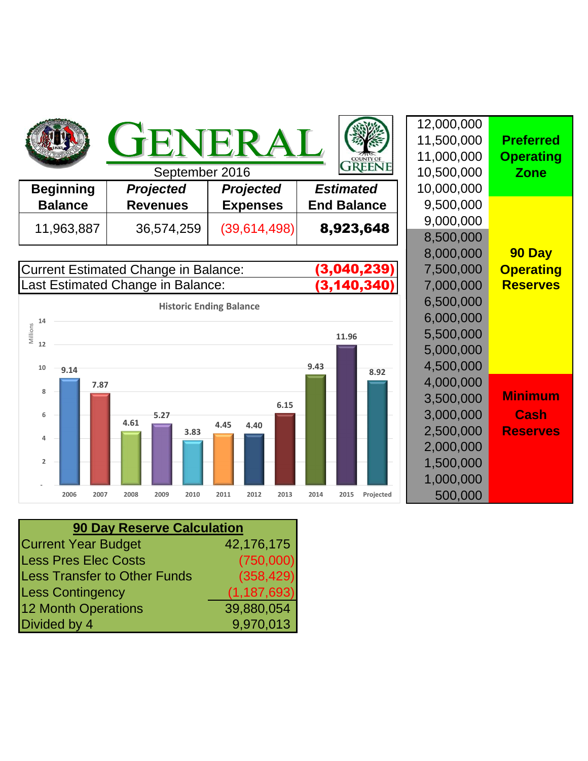# GENERAL

COUNTY OF GREENE

September 2016

| Beginning Balance | *Projected* Revenues | *Projected* Expenses | *Estimated* End Balance |
|---|---|---|---|
| 11,963,887 | 36,574,259 | (39,614,498) | **8,923,648** |

| | |
|---|---|
| Current Estimated Change in Balance: | **(3,040,239)** |
| Last Estimated Change in Balance: | **(3,140,340)** |

Historic Ending Balance

Millions

14
12
10
8
6
4
2
-

9.14
7.87
4.61
5.27
3.83
4.45
4.40
6.15
9.43
11.96
8.92

2006 2007 2008 2009 2010 2011 2012 2013 2014 2015 Projected

12,000,000
11,500,000
11,000,000
10,500,000
10,000,000
9,500,000
9,000,000
8,500,000
8,000,000
7,500,000
7,000,000
6,500,000
6,000,000
5,500,000
5,000,000
4,500,000
4,000,000
3,500,000
3,000,000
2,500,000
2,000,000
1,500,000
1,000,000
500,000

**Preferred Operating Zone**

**90 Day Operating Reserves**

**Minimum Cash Reserves**

| **90 Day Reserve Calculation** | |
|---|---|
| Current Year Budget | 42,176,175 |
| Less Pres Elec Costs | (750,000) |
| Less Transfer to Other Funds | (358,429) |
| Less Contingency | (1,187,693) |
| 12 Month Operations | 39,880,054 |
| Divided by 4 | 9,970,013 |